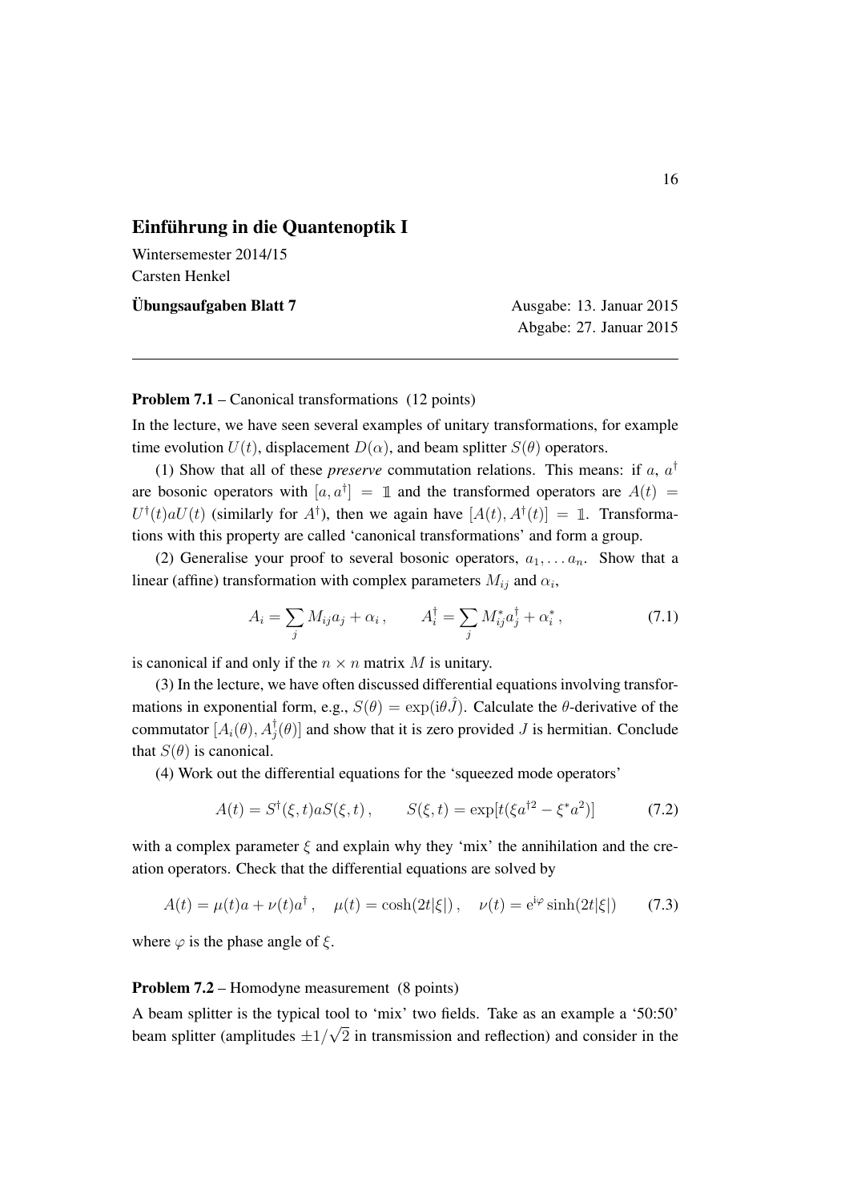# Einführung in die Quantenoptik I

Wintersemester 2014/15
Carsten Henkel

**Übungsaufgaben Blatt 7** Ausgabe: 13. Januar 2015
Abgabe: 27. Januar 2015

---

**Problem 7.1** – Canonical transformations (12 points)

In the lecture, we have seen several examples of unitary transformations, for example time evolution $U(t)$, displacement $D(\alpha)$, and beam splitter $S(\theta)$ operators.

(1) Show that all of these *preserve* commutation relations. This means: if $a$, $a^\dagger$ are bosonic operators with $[a, a^\dagger] = \mathbb{1}$ and the transformed operators are $A(t) = U^\dagger(t) a U(t)$ (similarly for $A^\dagger$), then we again have $[A(t), A^\dagger(t)] = \mathbb{1}$. Transformations with this property are called 'canonical transformations' and form a group.

(2) Generalise your proof to several bosonic operators, $a_1, \ldots a_n$. Show that a linear (affine) transformation with complex parameters $M_{ij}$ and $\alpha_i$,

$$A_i = \sum_j M_{ij} a_j + \alpha_i \,, \qquad A_i^\dagger = \sum_j M_{ij}^* a_j^\dagger + \alpha_i^* \,, \tag{7.1}$$

is canonical if and only if the $n \times n$ matrix $M$ is unitary.

(3) In the lecture, we have often discussed differential equations involving transformations in exponential form, e.g., $S(\theta) = \exp(\mathrm{i}\theta \hat{J})$. Calculate the $\theta$-derivative of the commutator $[A_i(\theta), A_j^\dagger(\theta)]$ and show that it is zero provided $J$ is hermitian. Conclude that $S(\theta)$ is canonical.

(4) Work out the differential equations for the 'squeezed mode operators'

$$A(t) = S^\dagger(\xi, t) a S(\xi, t) \,, \qquad S(\xi, t) = \exp[t(\xi a^{\dagger 2} - \xi^* a^2)] \tag{7.2}$$

with a complex parameter $\xi$ and explain why they 'mix' the annihilation and the creation operators. Check that the differential equations are solved by

$$A(t) = \mu(t) a + \nu(t) a^\dagger \,, \quad \mu(t) = \cosh(2t|\xi|) \,, \quad \nu(t) = \mathrm{e}^{\mathrm{i}\varphi} \sinh(2t|\xi|) \tag{7.3}$$

where $\varphi$ is the phase angle of $\xi$.

**Problem 7.2** – Homodyne measurement (8 points)

A beam splitter is the typical tool to 'mix' two fields. Take as an example a '50:50' beam splitter (amplitudes $\pm 1/\sqrt{2}$ in transmission and reflection) and consider in the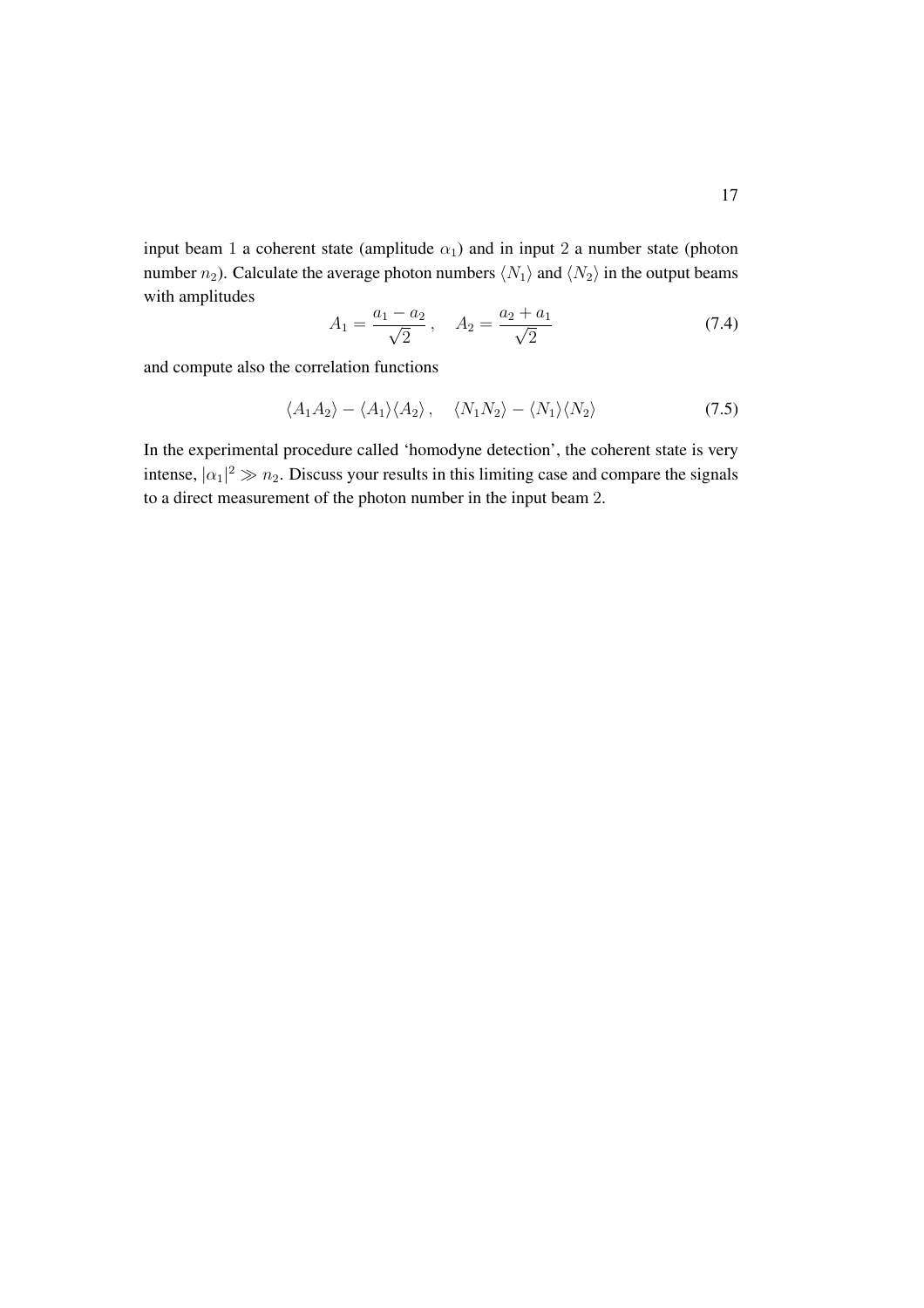input beam 1 a coherent state (amplitude $\alpha_1$) and in input 2 a number state (photon number $n_2$). Calculate the average photon numbers $\langle N_1 \rangle$ and $\langle N_2 \rangle$ in the output beams with amplitudes

$$A_1 = \frac{a_1 - a_2}{\sqrt{2}}\,, \quad A_2 = \frac{a_2 + a_1}{\sqrt{2}} \tag{7.4}$$

and compute also the correlation functions

$$\langle A_1 A_2 \rangle - \langle A_1 \rangle \langle A_2 \rangle\,, \quad \langle N_1 N_2 \rangle - \langle N_1 \rangle \langle N_2 \rangle \tag{7.5}$$

In the experimental procedure called 'homodyne detection', the coherent state is very intense, $|\alpha_1|^2 \gg n_2$. Discuss your results in this limiting case and compare the signals to a direct measurement of the photon number in the input beam 2.